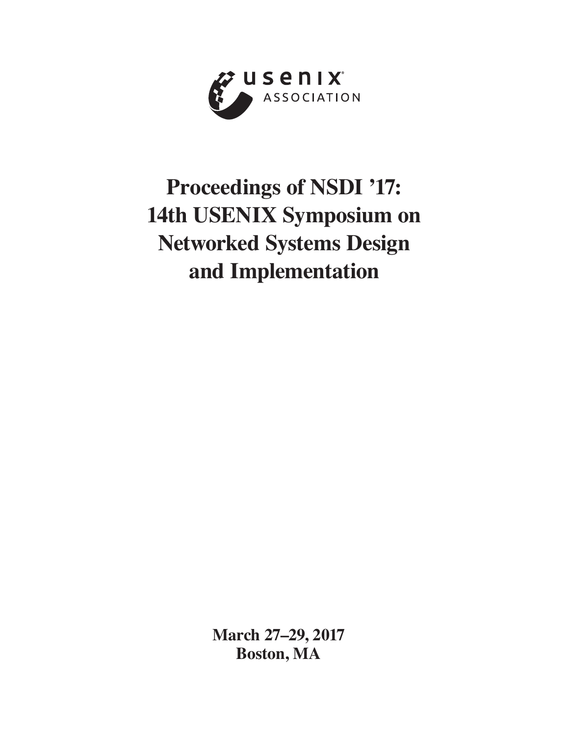usenix ASSOCIATION

# Proceedings of NSDI '17: 14th USENIX Symposium on Networked Systems Design and Implementation

**March 27–29, 2017**
**Boston, MA**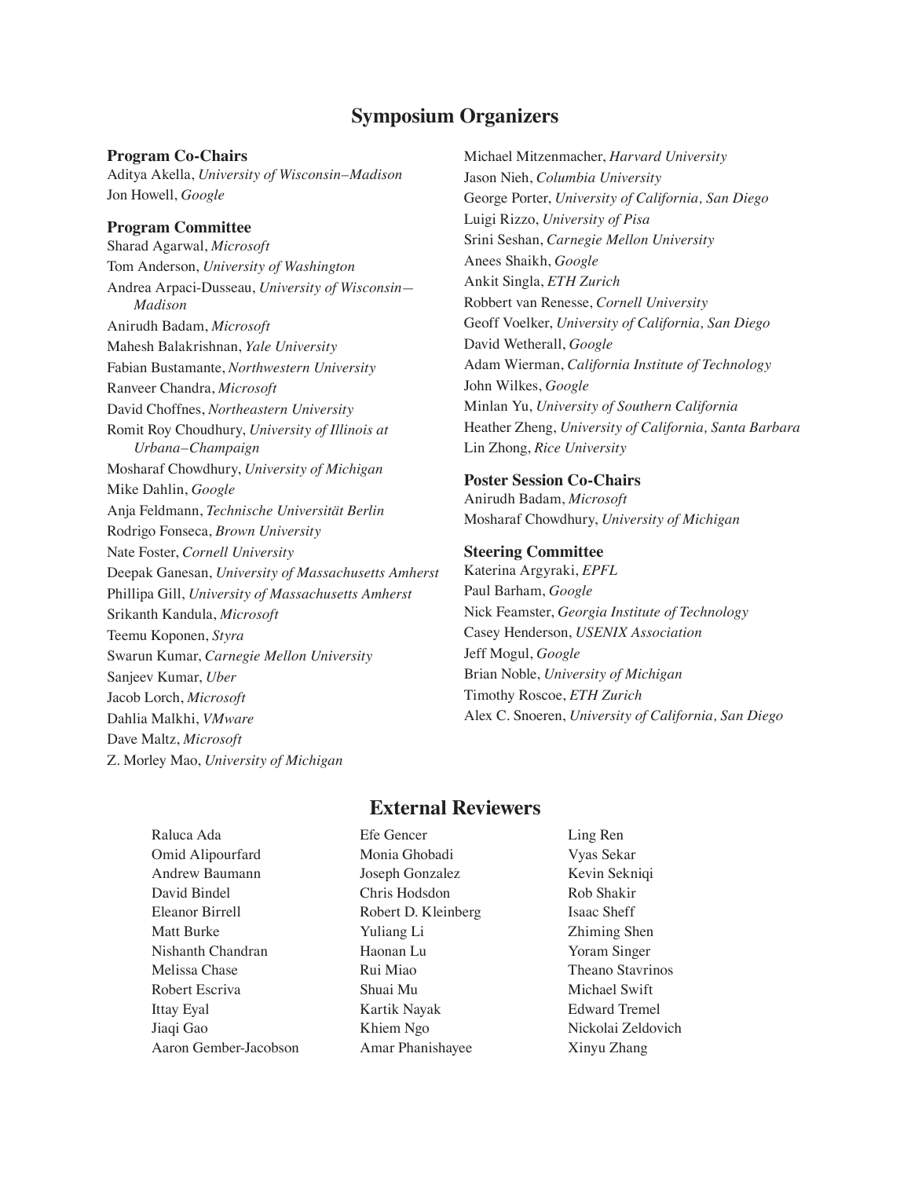## Symposium Organizers

### Program Co-Chairs

Aditya Akella, *University of Wisconsin–Madison*
Jon Howell, *Google*

### Program Committee

Sharad Agarwal, *Microsoft*
Tom Anderson, *University of Washington*
Andrea Arpaci-Dusseau, *University of Wisconsin—Madison*
Anirudh Badam, *Microsoft*
Mahesh Balakrishnan, *Yale University*
Fabian Bustamante, *Northwestern University*
Ranveer Chandra, *Microsoft*
David Choffnes, *Northeastern University*
Romit Roy Choudhury, *University of Illinois at Urbana–Champaign*
Mosharaf Chowdhury, *University of Michigan*
Mike Dahlin, *Google*
Anja Feldmann, *Technische Universität Berlin*
Rodrigo Fonseca, *Brown University*
Nate Foster, *Cornell University*
Deepak Ganesan, *University of Massachusetts Amherst*
Phillipa Gill, *University of Massachusetts Amherst*
Srikanth Kandula, *Microsoft*
Teemu Koponen, *Styra*
Swarun Kumar, *Carnegie Mellon University*
Sanjeev Kumar, *Uber*
Jacob Lorch, *Microsoft*
Dahlia Malkhi, *VMware*
Dave Maltz, *Microsoft*
Z. Morley Mao, *University of Michigan*
Michael Mitzenmacher, *Harvard University*
Jason Nieh, *Columbia University*
George Porter, *University of California, San Diego*
Luigi Rizzo, *University of Pisa*
Srini Seshan, *Carnegie Mellon University*
Anees Shaikh, *Google*
Ankit Singla, *ETH Zurich*
Robbert van Renesse, *Cornell University*
Geoff Voelker, *University of California, San Diego*
David Wetherall, *Google*
Adam Wierman, *California Institute of Technology*
John Wilkes, *Google*
Minlan Yu, *University of Southern California*
Heather Zheng, *University of California, Santa Barbara*
Lin Zhong, *Rice University*

### Poster Session Co-Chairs

Anirudh Badam, *Microsoft*
Mosharaf Chowdhury, *University of Michigan*

### Steering Committee

Katerina Argyraki, *EPFL*
Paul Barham, *Google*
Nick Feamster, *Georgia Institute of Technology*
Casey Henderson, *USENIX Association*
Jeff Mogul, *Google*
Brian Noble, *University of Michigan*
Timothy Roscoe, *ETH Zurich*
Alex C. Snoeren, *University of California, San Diego*

## External Reviewers

Raluca Ada
Omid Alipourfard
Andrew Baumann
David Bindel
Eleanor Birrell
Matt Burke
Nishanth Chandran
Melissa Chase
Robert Escriva
Ittay Eyal
Jiaqi Gao
Aaron Gember-Jacobson
Efe Gencer
Monia Ghobadi
Joseph Gonzalez
Chris Hodsdon
Robert D. Kleinberg
Yuliang Li
Haonan Lu
Rui Miao
Shuai Mu
Kartik Nayak
Khiem Ngo
Amar Phanishayee
Ling Ren
Vyas Sekar
Kevin Sekniqi
Rob Shakir
Isaac Sheff
Zhiming Shen
Yoram Singer
Theano Stavrinos
Michael Swift
Edward Tremel
Nickolai Zeldovich
Xinyu Zhang